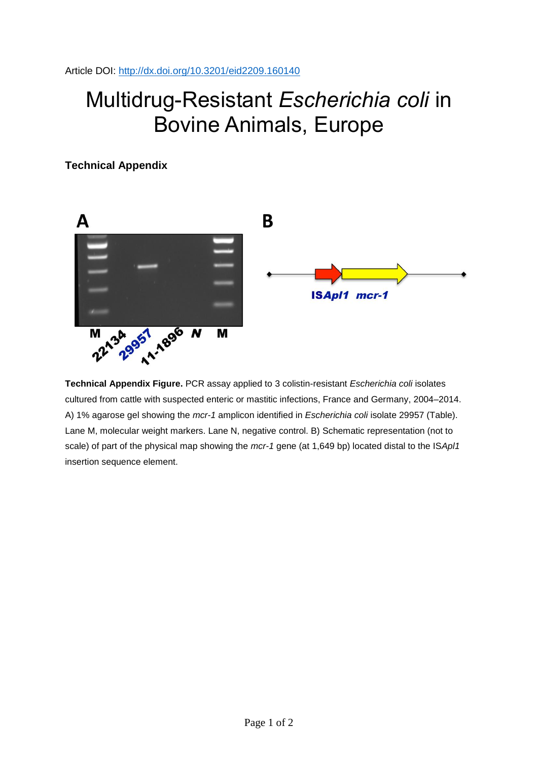Article DOI: http://dx.doi.org/10.3201/eid2209.160140

# Multidrug-Resistant *Escherichia coli* in Bovine Animals, Europe

## Technical Appendix

**Technical Appendix Figure.** PCR assay applied to 3 colistin-resistant *Escherichia coli* isolates cultured from cattle with suspected enteric or mastitic infections, France and Germany, 2004–2014. A) 1% agarose gel showing the *mcr-1* amplicon identified in *Escherichia coli* isolate 29957 (Table). Lane M, molecular weight markers. Lane N, negative control. B) Schematic representation (not to scale) of part of the physical map showing the *mcr-1* gene (at 1,649 bp) located distal to the IS*Apl1* insertion sequence element.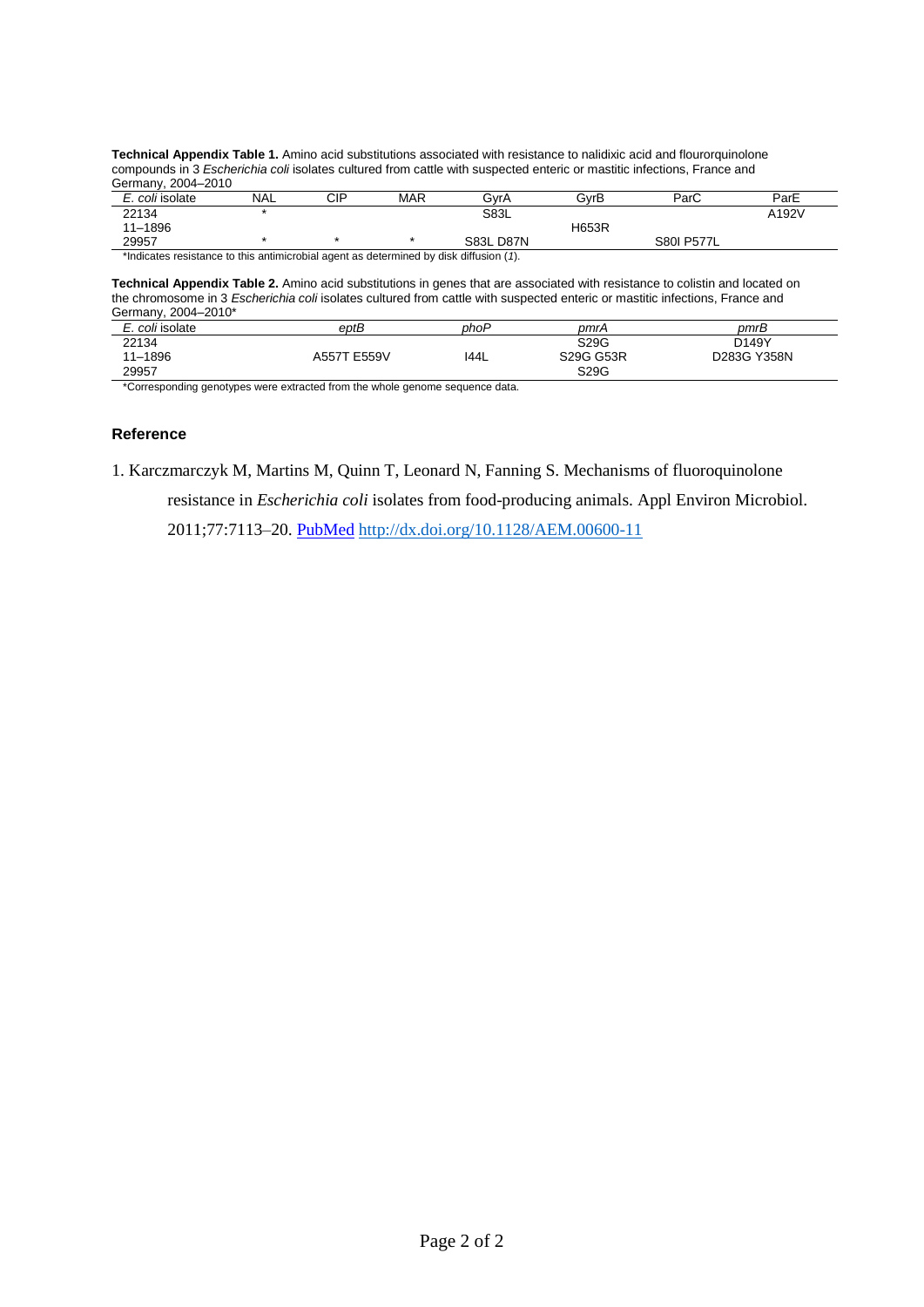**Technical Appendix Table 1.** Amino acid substitutions associated with resistance to nalidixic acid and flourorquinolone compounds in 3 *Escherichia coli* isolates cultured from cattle with suspected enteric or mastitic infections, France and Germany, 2004–2010

| *E. coli* isolate | NAL | CIP | MAR | GyrA | GyrB | ParC | ParE |
|---|---|---|---|---|---|---|---|
| 22134 | * | | | S83L | | | A192V |
| 11–1896 | | | | | H653R | | |
| 29957 | * | * | * | S83L D87N | | S80I P577L | |

*Indicates resistance to this antimicrobial agent as determined by disk diffusion (*1*).

**Technical Appendix Table 2.** Amino acid substitutions in genes that are associated with resistance to colistin and located on the chromosome in 3 *Escherichia coli* isolates cultured from cattle with suspected enteric or mastitic infections, France and Germany, 2004–2010*

| *E. coli* isolate | *eptB* | *phoP* | *pmrA* | *pmrB* |
|---|---|---|---|---|
| 22134 | | | S29G | D149Y |
| 11–1896 | A557T E559V | I44L | S29G G53R | D283G Y358N |
| 29957 | | | S29G | |

*Corresponding genotypes were extracted from the whole genome sequence data.

## Reference

1. Karczmarczyk M, Martins M, Quinn T, Leonard N, Fanning S. Mechanisms of fluoroquinolone resistance in *Escherichia coli* isolates from food-producing animals. Appl Environ Microbiol. 2011;77:7113–20. PubMed http://dx.doi.org/10.1128/AEM.00600-11